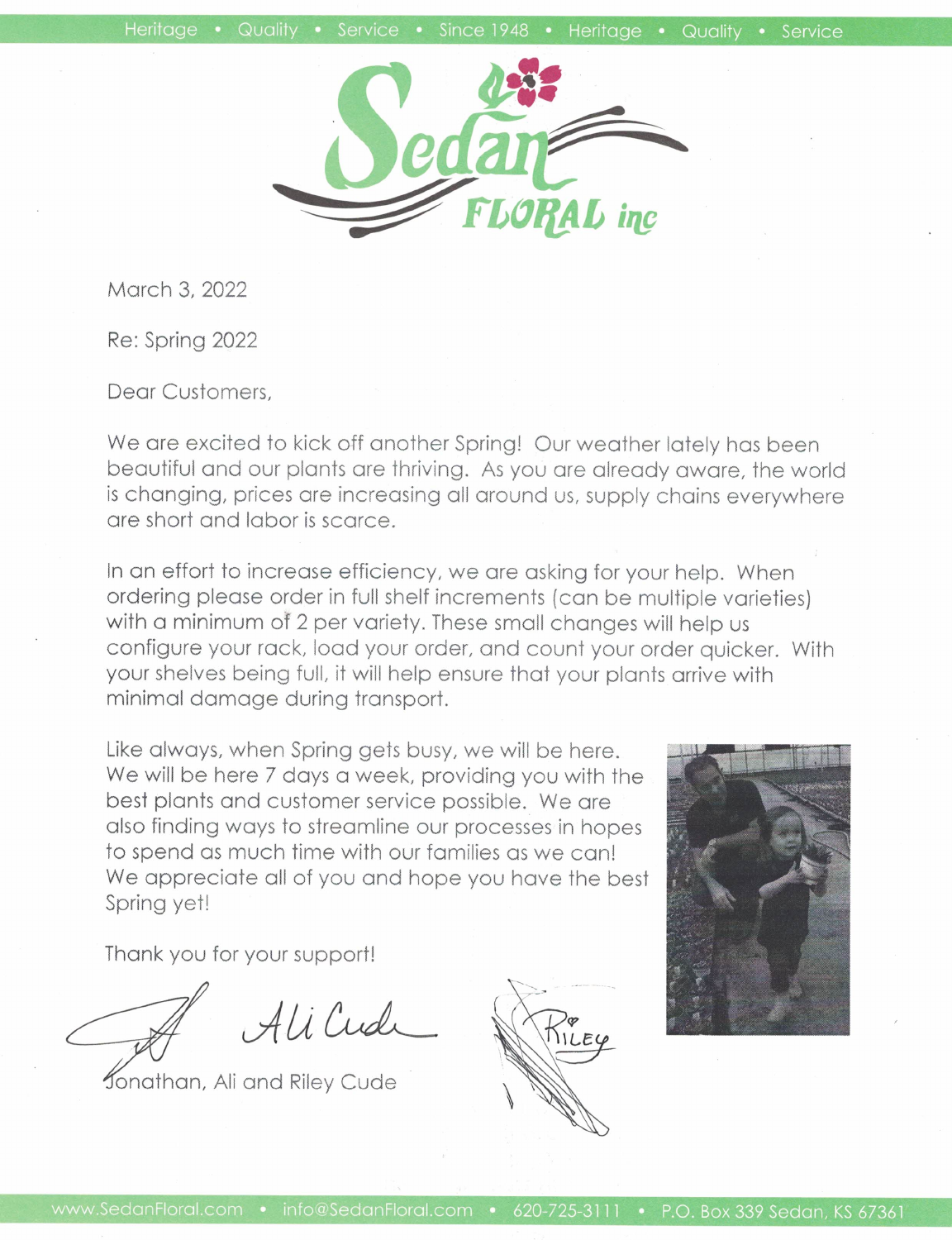Heritage • Quality • Service • Since 1948 • Heritage • Quality • Service

# Sedan FLORAL inc

March 3, 2022

Re: Spring 2022

Dear Customers,

We are excited to kick off another Spring! Our weather lately has been beautiful and our plants are thriving. As you are already aware, the world is changing, prices are increasing all around us, supply chains everywhere are short and labor is scarce.

In an effort to increase efficiency, we are asking for your help. When ordering please order in full shelf increments (can be multiple varieties) with a minimum of 2 per variety. These small changes will help us configure your rack, load your order, and count your order quicker. With your shelves being full, it will help ensure that your plants arrive with minimal damage during transport.

Like always, when Spring gets busy, we will be here. We will be here 7 days a week, providing you with the best plants and customer service possible. We are also finding ways to streamline our processes in hopes to spend as much time with our families as we can! We appreciate all of you and hope you have the best Spring yet!

Thank you for your support!

Jonathan, Ali and Riley Cude

www.SedanFloral.com • info@SedanFloral.com • 620-725-3111 • P.O. Box 339 Sedan, KS 67361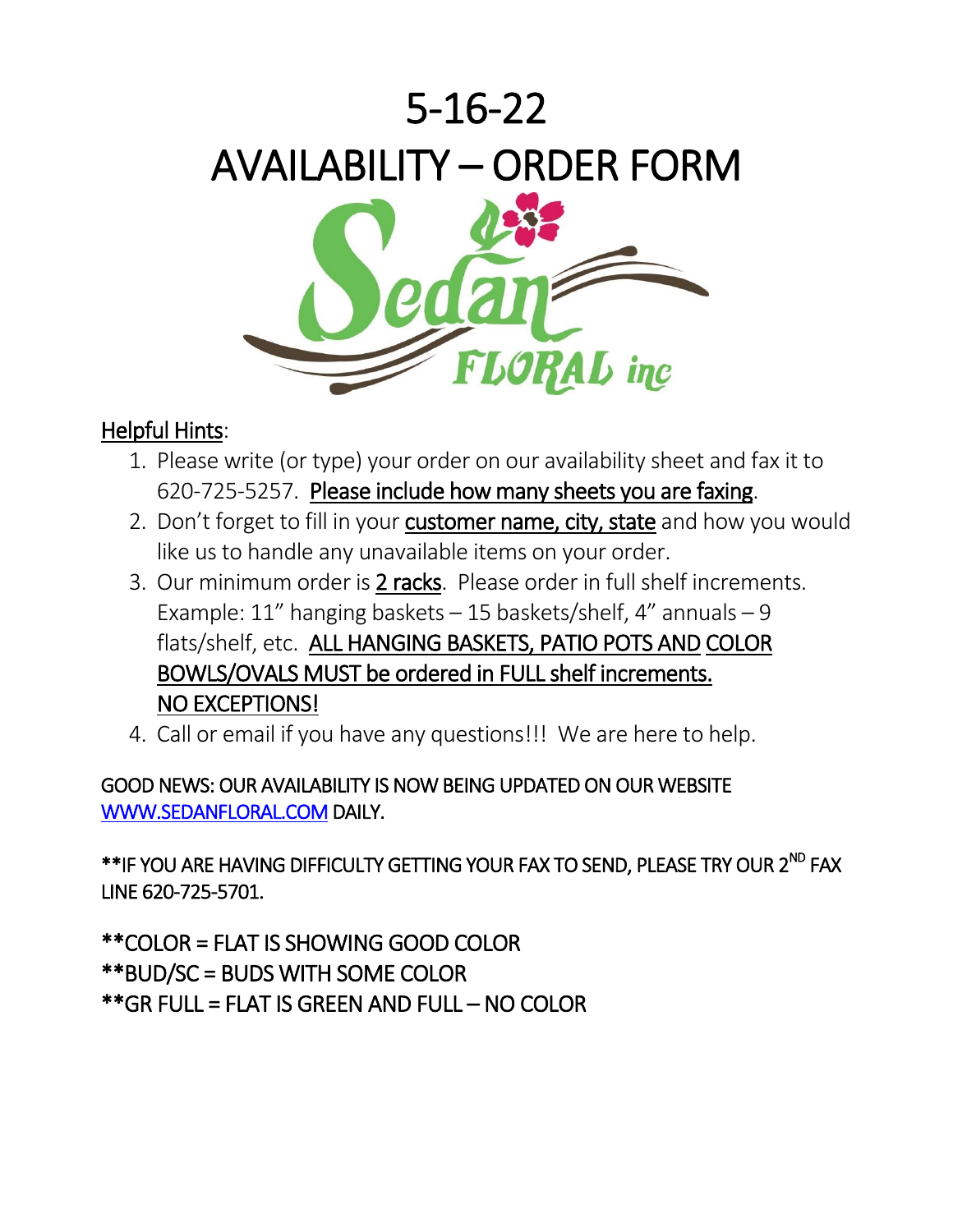# 5-16-22

# AVAILABILITY – ORDER FORM

Sedan FLORAL inc

Helpful Hints:

1. Please write (or type) your order on our availability sheet and fax it to 620-725-5257. Please include how many sheets you are faxing.
2. Don't forget to fill in your customer name, city, state and how you would like us to handle any unavailable items on your order.
3. Our minimum order is 2 racks. Please order in full shelf increments. Example: 11" hanging baskets – 15 baskets/shelf, 4" annuals – 9 flats/shelf, etc. ALL HANGING BASKETS, PATIO POTS AND COLOR BOWLS/OVALS MUST be ordered in FULL shelf increments. NO EXCEPTIONS!
4. Call or email if you have any questions!!! We are here to help.

GOOD NEWS: OUR AVAILABILITY IS NOW BEING UPDATED ON OUR WEBSITE WWW.SEDANFLORAL.COM DAILY.

**IF YOU ARE HAVING DIFFICULTY GETTING YOUR FAX TO SEND, PLEASE TRY OUR 2ND FAX LINE 620-725-5701.

**COLOR = FLAT IS SHOWING GOOD COLOR

**BUD/SC = BUDS WITH SOME COLOR

**GR FULL = FLAT IS GREEN AND FULL – NO COLOR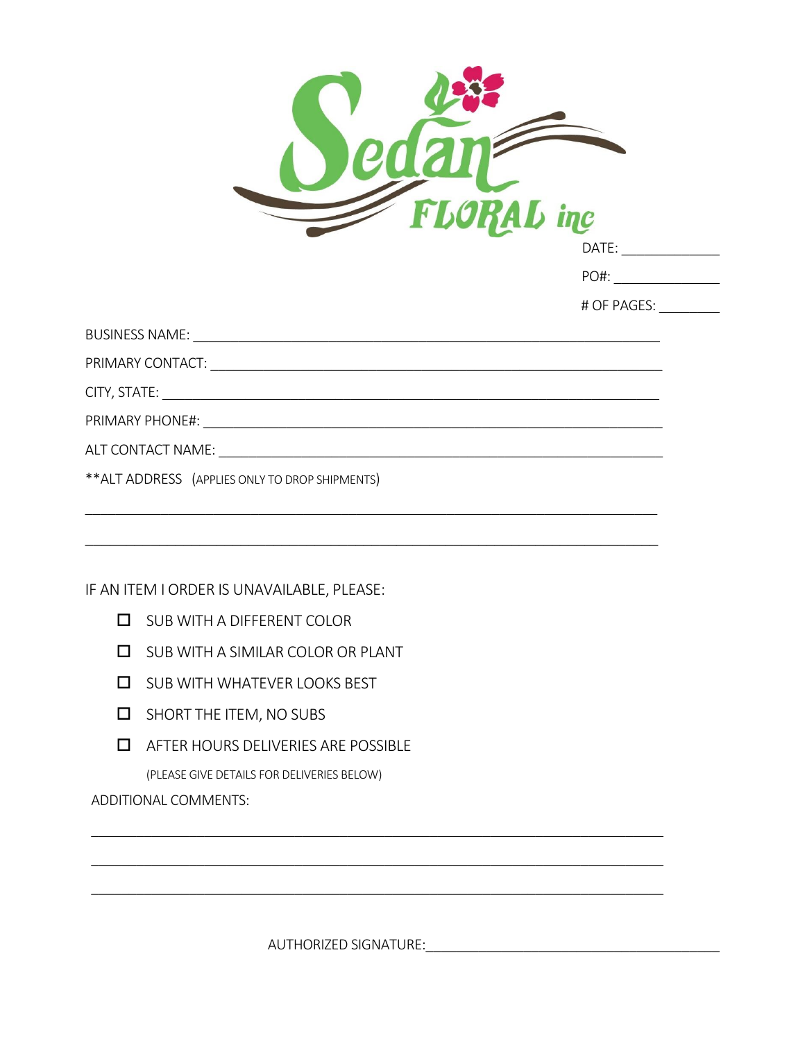Sedan FLORAL inc

DATE: ____________

PO#: _____________

# OF PAGES: ________

BUSINESS NAME: ______________________________________________________________

PRIMARY CONTACT: ____________________________________________________________

CITY, STATE: _________________________________________________________________

PRIMARY PHONE#: _____________________________________________________________

ALT CONTACT NAME: ___________________________________________________________

**ALT ADDRESS (APPLIES ONLY TO DROP SHIPMENTS)

_____________________________________________________________________________

_____________________________________________________________________________

IF AN ITEM I ORDER IS UNAVAILABLE, PLEASE:

- ☐ SUB WITH A DIFFERENT COLOR
- ☐ SUB WITH A SIMILAR COLOR OR PLANT
- ☐ SUB WITH WHATEVER LOOKS BEST
- ☐ SHORT THE ITEM, NO SUBS
- ☐ AFTER HOURS DELIVERIES ARE POSSIBLE

  (PLEASE GIVE DETAILS FOR DELIVERIES BELOW)

ADDITIONAL COMMENTS:

_____________________________________________________________________________

_____________________________________________________________________________

_____________________________________________________________________________

AUTHORIZED SIGNATURE: ______________________________________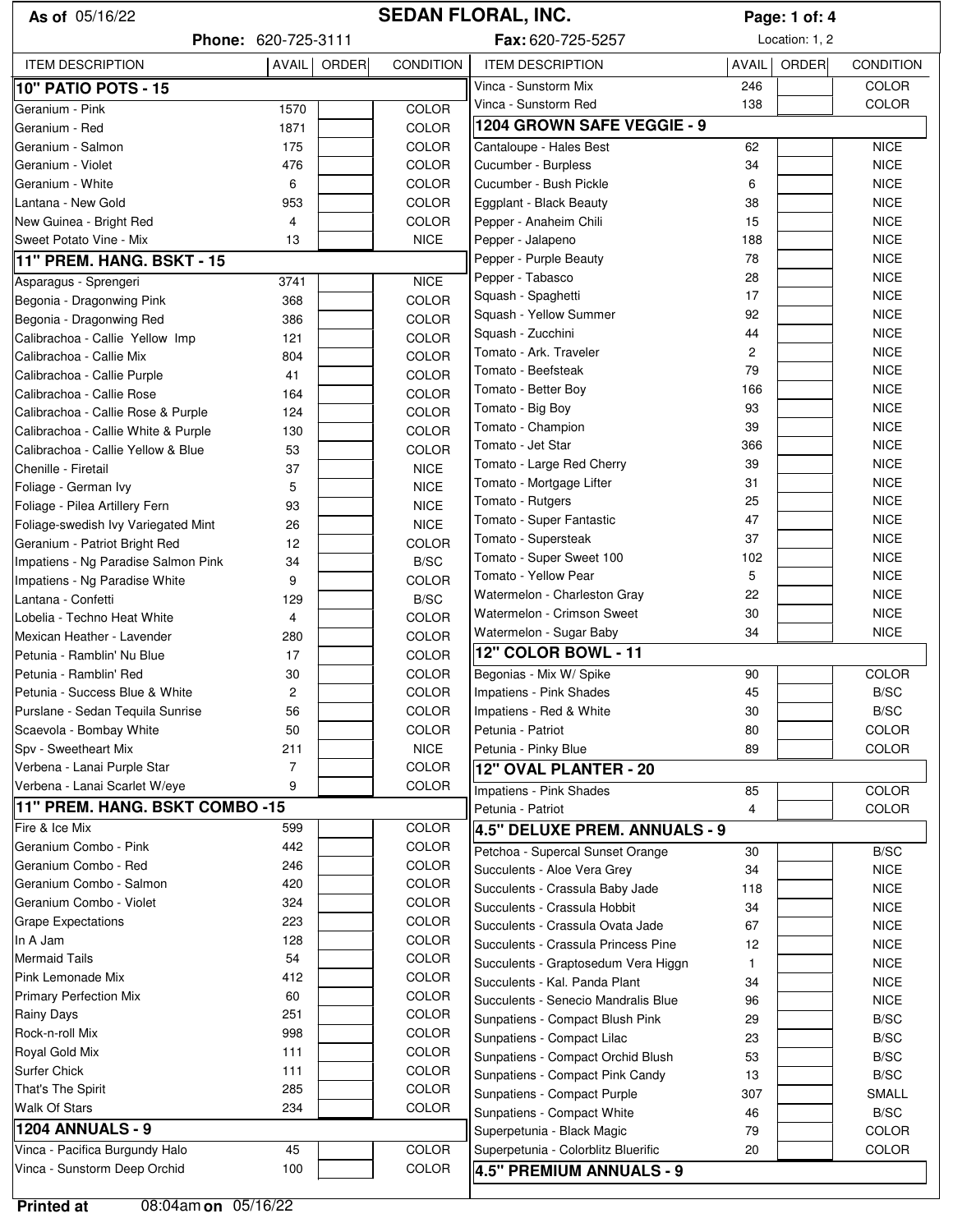**As of** 05/16/22 — **SEDAN FLORAL, INC.**

**Phone:** 620-725-3111 — **Fax:** 620-725-5257 — Location: 1, 2

| ITEM DESCRIPTION | AVAIL | ORDER | CONDITION |
|---|---|---|---|
| **10" PATIO POTS - 15** | | | |
| Geranium - Pink | 1570 | | COLOR |
| Geranium - Red | 1871 | | COLOR |
| Geranium - Salmon | 175 | | COLOR |
| Geranium - Violet | 476 | | COLOR |
| Geranium - White | 6 | | COLOR |
| Lantana - New Gold | 953 | | COLOR |
| New Guinea - Bright Red | 4 | | COLOR |
| Sweet Potato Vine - Mix | 13 | | NICE |
| **11" PREM. HANG. BSKT - 15** | | | |
| Asparagus - Sprengeri | 3741 | | NICE |
| Begonia - Dragonwing Pink | 368 | | COLOR |
| Begonia - Dragonwing Red | 386 | | COLOR |
| Calibrachoa - Callie Yellow Imp | 121 | | COLOR |
| Calibrachoa - Callie Mix | 804 | | COLOR |
| Calibrachoa - Callie Purple | 41 | | COLOR |
| Calibrachoa - Callie Rose | 164 | | COLOR |
| Calibrachoa - Callie Rose & Purple | 124 | | COLOR |
| Calibrachoa - Callie White & Purple | 130 | | COLOR |
| Calibrachoa - Callie Yellow & Blue | 53 | | COLOR |
| Chenille - Firetail | 37 | | NICE |
| Foliage - German Ivy | 5 | | NICE |
| Foliage - Pilea Artillery Fern | 93 | | NICE |
| Foliage-swedish Ivy Variegated Mint | 26 | | NICE |
| Geranium - Patriot Bright Red | 12 | | COLOR |
| Impatiens - Ng Paradise Salmon Pink | 34 | | B/SC |
| Impatiens - Ng Paradise White | 9 | | COLOR |
| Lantana - Confetti | 129 | | B/SC |
| Lobelia - Techno Heat White | 4 | | COLOR |
| Mexican Heather - Lavender | 280 | | COLOR |
| Petunia - Ramblin' Nu Blue | 17 | | COLOR |
| Petunia - Ramblin' Red | 30 | | COLOR |
| Petunia - Success Blue & White | 2 | | COLOR |
| Purslane - Sedan Tequila Sunrise | 56 | | COLOR |
| Scaevola - Bombay White | 50 | | COLOR |
| Spv - Sweetheart Mix | 211 | | NICE |
| Verbena - Lanai Purple Star | 7 | | COLOR |
| Verbena - Lanai Scarlet W/eye | 9 | | COLOR |
| **11" PREM. HANG. BSKT COMBO -15** | | | |
| Fire & Ice Mix | 599 | | COLOR |
| Geranium Combo - Pink | 442 | | COLOR |
| Geranium Combo - Red | 246 | | COLOR |
| Geranium Combo - Salmon | 420 | | COLOR |
| Geranium Combo - Violet | 324 | | COLOR |
| Grape Expectations | 223 | | COLOR |
| In A Jam | 128 | | COLOR |
| Mermaid Tails | 54 | | COLOR |
| Pink Lemonade Mix | 412 | | COLOR |
| Primary Perfection Mix | 60 | | COLOR |
| Rainy Days | 251 | | COLOR |
| Rock-n-roll Mix | 998 | | COLOR |
| Royal Gold Mix | 111 | | COLOR |
| Surfer Chick | 111 | | COLOR |
| That's The Spirit | 285 | | COLOR |
| Walk Of Stars | 234 | | COLOR |
| **1204 ANNUALS - 9** | | | |
| Vinca - Pacifica Burgundy Halo | 45 | | COLOR |
| Vinca - Sunstorm Deep Orchid | 100 | | COLOR |
| Vinca - Sunstorm Mix | 246 | | COLOR |
| Vinca - Sunstorm Red | 138 | | COLOR |
| **1204 GROWN SAFE VEGGIE - 9** | | | |
| Cantaloupe - Hales Best | 62 | | NICE |
| Cucumber - Burpless | 34 | | NICE |
| Cucumber - Bush Pickle | 6 | | NICE |
| Eggplant - Black Beauty | 38 | | NICE |
| Pepper - Anaheim Chili | 15 | | NICE |
| Pepper - Jalapeno | 188 | | NICE |
| Pepper - Purple Beauty | 78 | | NICE |
| Pepper - Tabasco | 28 | | NICE |
| Squash - Spaghetti | 17 | | NICE |
| Squash - Yellow Summer | 92 | | NICE |
| Squash - Zucchini | 44 | | NICE |
| Tomato - Ark. Traveler | 2 | | NICE |
| Tomato - Beefsteak | 79 | | NICE |
| Tomato - Better Boy | 166 | | NICE |
| Tomato - Big Boy | 93 | | NICE |
| Tomato - Champion | 39 | | NICE |
| Tomato - Jet Star | 366 | | NICE |
| Tomato - Large Red Cherry | 39 | | NICE |
| Tomato - Mortgage Lifter | 31 | | NICE |
| Tomato - Rutgers | 25 | | NICE |
| Tomato - Super Fantastic | 47 | | NICE |
| Tomato - Supersteak | 37 | | NICE |
| Tomato - Super Sweet 100 | 102 | | NICE |
| Tomato - Yellow Pear | 5 | | NICE |
| Watermelon - Charleston Gray | 22 | | NICE |
| Watermelon - Crimson Sweet | 30 | | NICE |
| Watermelon - Sugar Baby | 34 | | NICE |
| **12" COLOR BOWL - 11** | | | |
| Begonias - Mix W/ Spike | 90 | | COLOR |
| Impatiens - Pink Shades | 45 | | B/SC |
| Impatiens - Red & White | 30 | | B/SC |
| Petunia - Patriot | 80 | | COLOR |
| Petunia - Pinky Blue | 89 | | COLOR |
| **12" OVAL PLANTER - 20** | | | |
| Impatiens - Pink Shades | 85 | | COLOR |
| Petunia - Patriot | 4 | | COLOR |
| **4.5" DELUXE PREM. ANNUALS - 9** | | | |
| Petchoa - Supercal Sunset Orange | 30 | | B/SC |
| Succulents - Aloe Vera Grey | 34 | | NICE |
| Succulents - Crassula Baby Jade | 118 | | NICE |
| Succulents - Crassula Hobbit | 34 | | NICE |
| Succulents - Crassula Ovata Jade | 67 | | NICE |
| Succulents - Crassula Princess Pine | 12 | | NICE |
| Succulents - Graptosedum Vera Higgn | 1 | | NICE |
| Succulents - Kal. Panda Plant | 34 | | NICE |
| Succulents - Senecio Mandralis Blue | 96 | | NICE |
| Sunpatiens - Compact Blush Pink | 29 | | B/SC |
| Sunpatiens - Compact Lilac | 23 | | B/SC |
| Sunpatiens - Compact Orchid Blush | 53 | | B/SC |
| Sunpatiens - Compact Pink Candy | 13 | | B/SC |
| Sunpatiens - Compact Purple | 307 | | SMALL |
| Sunpatiens - Compact White | 46 | | B/SC |
| Superpetunia - Black Magic | 79 | | COLOR |
| Superpetunia - Colorblitz Bluerific | 20 | | COLOR |
| **4.5" PREMIUM ANNUALS - 9** | | | |

**Printed at** 08:04am **on** 05/16/22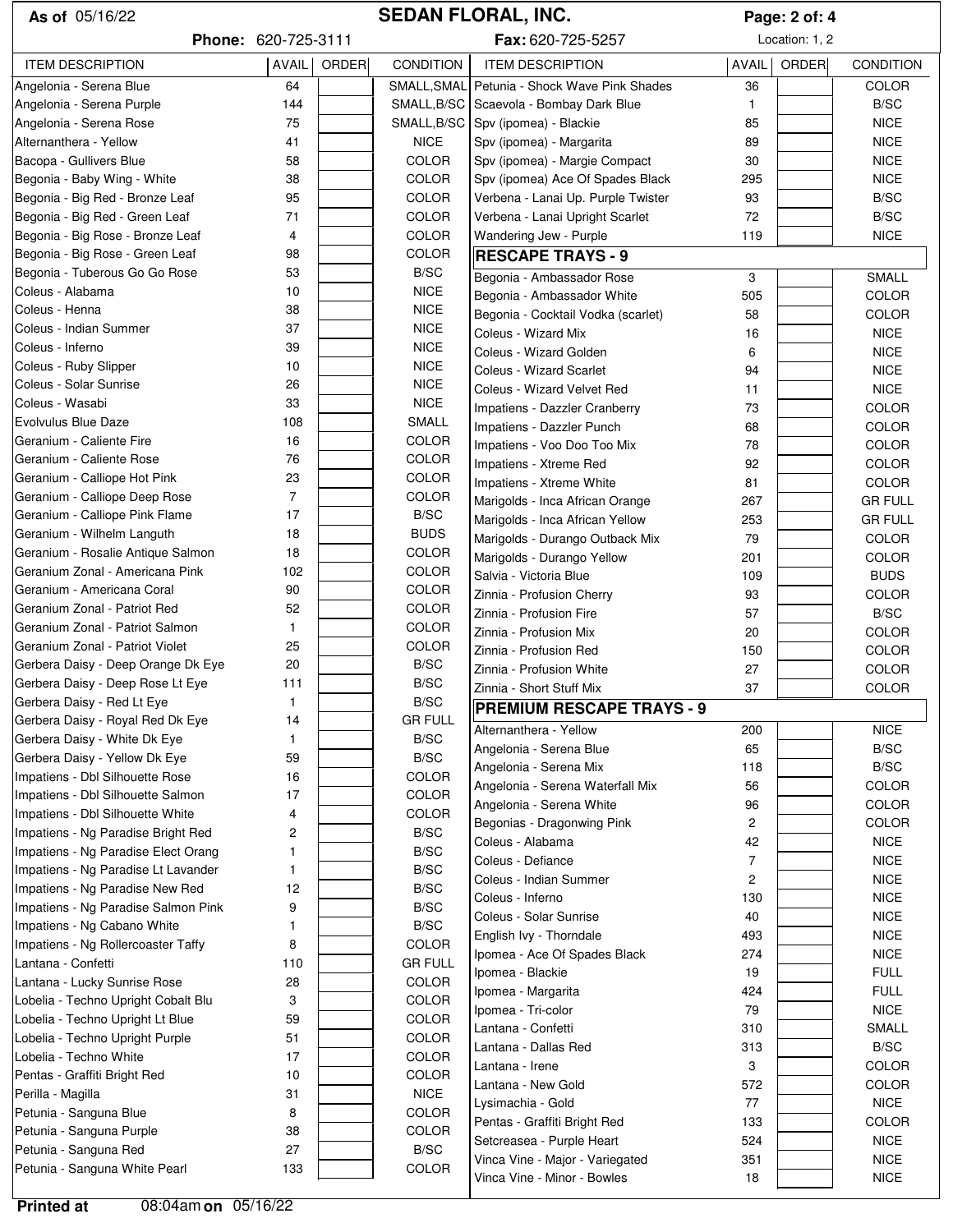**As of** 05/16/22

# SEDAN FLORAL, INC.

**Phone:** 620-725-3111 **Fax:** 620-725-5257 Location: 1, 2

| ITEM DESCRIPTION | AVAIL | ORDER | CONDITION |
|---|---|---|---|
| Angelonia - Serena Blue | 64 | | SMALL,SMAL |
| Angelonia - Serena Purple | 144 | | SMALL,B/SC |
| Angelonia - Serena Rose | 75 | | SMALL,B/SC |
| Alternanthera - Yellow | 41 | | NICE |
| Bacopa - Gullivers Blue | 58 | | COLOR |
| Begonia - Baby Wing - White | 38 | | COLOR |
| Begonia - Big Red - Bronze Leaf | 95 | | COLOR |
| Begonia - Big Red - Green Leaf | 71 | | COLOR |
| Begonia - Big Rose - Bronze Leaf | 4 | | COLOR |
| Begonia - Big Rose - Green Leaf | 98 | | COLOR |
| Begonia - Tuberous Go Go Rose | 53 | | B/SC |
| Coleus - Alabama | 10 | | NICE |
| Coleus - Henna | 38 | | NICE |
| Coleus - Indian Summer | 37 | | NICE |
| Coleus - Inferno | 39 | | NICE |
| Coleus - Ruby Slipper | 10 | | NICE |
| Coleus - Solar Sunrise | 26 | | NICE |
| Coleus - Wasabi | 33 | | NICE |
| Evolvulus Blue Daze | 108 | | SMALL |
| Geranium - Caliente Fire | 16 | | COLOR |
| Geranium - Caliente Rose | 76 | | COLOR |
| Geranium - Calliope Hot Pink | 23 | | COLOR |
| Geranium - Calliope Deep Rose | 7 | | COLOR |
| Geranium - Calliope Pink Flame | 17 | | B/SC |
| Geranium - Wilhelm Languth | 18 | | BUDS |
| Geranium - Rosalie Antique Salmon | 18 | | COLOR |
| Geranium Zonal - Americana Pink | 102 | | COLOR |
| Geranium - Americana Coral | 90 | | COLOR |
| Geranium Zonal - Patriot Red | 52 | | COLOR |
| Geranium Zonal - Patriot Salmon | 1 | | COLOR |
| Geranium Zonal - Patriot Violet | 25 | | COLOR |
| Gerbera Daisy - Deep Orange Dk Eye | 20 | | B/SC |
| Gerbera Daisy - Deep Rose Lt Eye | 111 | | B/SC |
| Gerbera Daisy - Red Lt Eye | 1 | | B/SC |
| Gerbera Daisy - Royal Red Dk Eye | 14 | | GR FULL |
| Gerbera Daisy - White Dk Eye | 1 | | B/SC |
| Gerbera Daisy - Yellow Dk Eye | 59 | | B/SC |
| Impatiens - Dbl Silhouette Rose | 16 | | COLOR |
| Impatiens - Dbl Silhouette Salmon | 17 | | COLOR |
| Impatiens - Dbl Silhouette White | 4 | | COLOR |
| Impatiens - Ng Paradise Bright Red | 2 | | B/SC |
| Impatiens - Ng Paradise Elect Orang | 1 | | B/SC |
| Impatiens - Ng Paradise Lt Lavander | 1 | | B/SC |
| Impatiens - Ng Paradise New Red | 12 | | B/SC |
| Impatiens - Ng Paradise Salmon Pink | 9 | | B/SC |
| Impatiens - Ng Cabano White | 1 | | B/SC |
| Impatiens - Ng Rollercoaster Taffy | 8 | | COLOR |
| Lantana - Confetti | 110 | | GR FULL |
| Lantana - Lucky Sunrise Rose | 28 | | COLOR |
| Lobelia - Techno Upright Cobalt Blu | 3 | | COLOR |
| Lobelia - Techno Upright Lt Blue | 59 | | COLOR |
| Lobelia - Techno Upright Purple | 51 | | COLOR |
| Lobelia - Techno White | 17 | | COLOR |
| Pentas - Graffiti Bright Red | 10 | | COLOR |
| Perilla - Magilla | 31 | | NICE |
| Petunia - Sanguna Blue | 8 | | COLOR |
| Petunia - Sanguna Purple | 38 | | COLOR |
| Petunia - Sanguna Red | 27 | | B/SC |
| Petunia - Sanguna White Pearl | 133 | | COLOR |
| Petunia - Shock Wave Pink Shades | 36 | | COLOR |
| Scaevola - Bombay Dark Blue | 1 | | B/SC |
| Spv (ipomea) - Blackie | 85 | | NICE |
| Spv (ipomea) - Margarita | 89 | | NICE |
| Spv (ipomea) - Margie Compact | 30 | | NICE |
| Spv (ipomea) Ace Of Spades Black | 295 | | NICE |
| Verbena - Lanai Up. Purple Twister | 93 | | B/SC |
| Verbena - Lanai Upright Scarlet | 72 | | B/SC |
| Wandering Jew - Purple | 119 | | NICE |

## RESCAPE TRAYS - 9

| ITEM DESCRIPTION | AVAIL | ORDER | CONDITION |
|---|---|---|---|
| Begonia - Ambassador Rose | 3 | | SMALL |
| Begonia - Ambassador White | 505 | | COLOR |
| Begonia - Cocktail Vodka (scarlet) | 58 | | COLOR |
| Coleus - Wizard Mix | 16 | | NICE |
| Coleus - Wizard Golden | 6 | | NICE |
| Coleus - Wizard Scarlet | 94 | | NICE |
| Coleus - Wizard Velvet Red | 11 | | NICE |
| Impatiens - Dazzler Cranberry | 73 | | COLOR |
| Impatiens - Dazzler Punch | 68 | | COLOR |
| Impatiens - Voo Doo Too Mix | 78 | | COLOR |
| Impatiens - Xtreme Red | 92 | | COLOR |
| Impatiens - Xtreme White | 81 | | COLOR |
| Marigolds - Inca African Orange | 267 | | GR FULL |
| Marigolds - Inca African Yellow | 253 | | GR FULL |
| Marigolds - Durango Outback Mix | 79 | | COLOR |
| Marigolds - Durango Yellow | 201 | | COLOR |
| Salvia - Victoria Blue | 109 | | BUDS |
| Zinnia - Profusion Cherry | 93 | | COLOR |
| Zinnia - Profusion Fire | 57 | | B/SC |
| Zinnia - Profusion Mix | 20 | | COLOR |
| Zinnia - Profusion Red | 150 | | COLOR |
| Zinnia - Profusion White | 27 | | COLOR |
| Zinnia - Short Stuff Mix | 37 | | COLOR |

## PREMIUM RESCAPE TRAYS - 9

| ITEM DESCRIPTION | AVAIL | ORDER | CONDITION |
|---|---|---|---|
| Alternanthera - Yellow | 200 | | NICE |
| Angelonia - Serena Blue | 65 | | B/SC |
| Angelonia - Serena Mix | 118 | | B/SC |
| Angelonia - Serena Waterfall Mix | 56 | | COLOR |
| Angelonia - Serena White | 96 | | COLOR |
| Begonias - Dragonwing Pink | 2 | | COLOR |
| Coleus - Alabama | 42 | | NICE |
| Coleus - Defiance | 7 | | NICE |
| Coleus - Indian Summer | 2 | | NICE |
| Coleus - Inferno | 130 | | NICE |
| Coleus - Solar Sunrise | 40 | | NICE |
| English Ivy - Thorndale | 493 | | NICE |
| Ipomea - Ace Of Spades Black | 274 | | NICE |
| Ipomea - Blackie | 19 | | FULL |
| Ipomea - Margarita | 424 | | FULL |
| Ipomea - Tri-color | 79 | | NICE |
| Lantana - Confetti | 310 | | SMALL |
| Lantana - Dallas Red | 313 | | B/SC |
| Lantana - Irene | 3 | | COLOR |
| Lantana - New Gold | 572 | | COLOR |
| Lysimachia - Gold | 77 | | NICE |
| Pentas - Graffiti Bright Red | 133 | | COLOR |
| Setcreasea - Purple Heart | 524 | | NICE |
| Vinca Vine - Major - Variegated | 351 | | NICE |
| Vinca Vine - Minor - Bowles | 18 | | NICE |

**Printed at** 08:04am **on** 05/16/22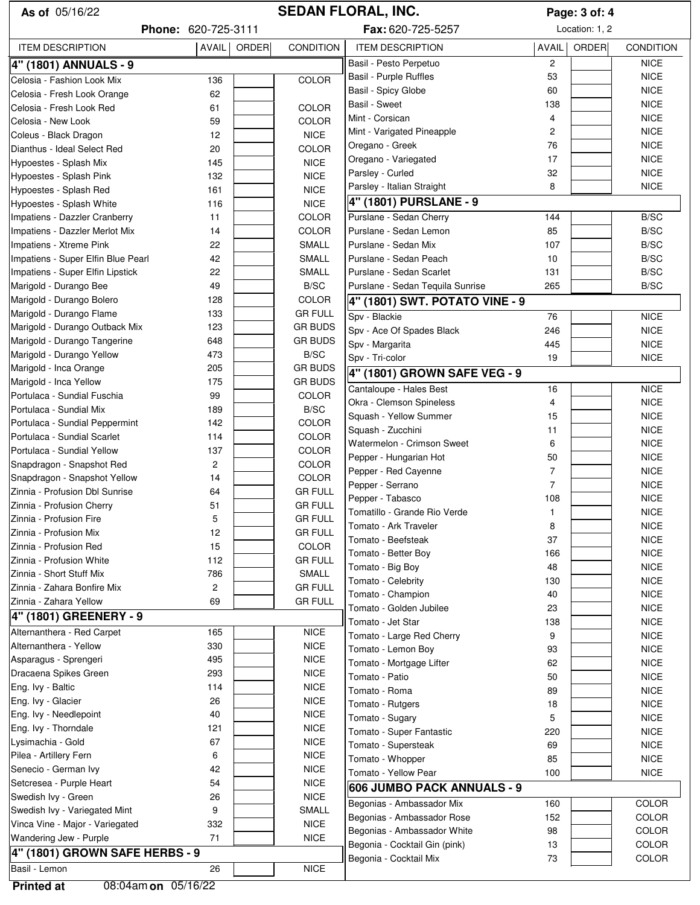**As of** 05/16/22 **SEDAN FLORAL, INC.**

**Phone:** 620-725-3111 **Fax:** 620-725-5257 Location: 1, 2

| ITEM DESCRIPTION | AVAIL | ORDER | CONDITION |
|---|---|---|---|
| **4" (1801) ANNUALS - 9** | | | |
| Celosia - Fashion Look Mix | 136 | | COLOR |
| Celosia - Fresh Look Orange | 62 | | |
| Celosia - Fresh Look Red | 61 | | COLOR |
| Celosia - New Look | 59 | | COLOR |
| Coleus - Black Dragon | 12 | | NICE |
| Dianthus - Ideal Select Red | 20 | | COLOR |
| Hypoestes - Splash Mix | 145 | | NICE |
| Hypoestes - Splash Pink | 132 | | NICE |
| Hypoestes - Splash Red | 161 | | NICE |
| Hypoestes - Splash White | 116 | | NICE |
| Impatiens - Dazzler Cranberry | 11 | | COLOR |
| Impatiens - Dazzler Merlot Mix | 14 | | COLOR |
| Impatiens - Xtreme Pink | 22 | | SMALL |
| Impatiens - Super Elfin Blue Pearl | 42 | | SMALL |
| Impatiens - Super Elfin Lipstick | 22 | | SMALL |
| Marigold - Durango Bee | 49 | | B/SC |
| Marigold - Durango Bolero | 128 | | COLOR |
| Marigold - Durango Flame | 133 | | GR FULL |
| Marigold - Durango Outback Mix | 123 | | GR BUDS |
| Marigold - Durango Tangerine | 648 | | GR BUDS |
| Marigold - Durango Yellow | 473 | | B/SC |
| Marigold - Inca Orange | 205 | | GR BUDS |
| Marigold - Inca Yellow | 175 | | GR BUDS |
| Portulaca - Sundial Fuschia | 99 | | COLOR |
| Portulaca - Sundial Mix | 189 | | B/SC |
| Portulaca - Sundial Peppermint | 142 | | COLOR |
| Portulaca - Sundial Scarlet | 114 | | COLOR |
| Portulaca - Sundial Yellow | 137 | | COLOR |
| Snapdragon - Snapshot Red | 2 | | COLOR |
| Snapdragon - Snapshot Yellow | 14 | | COLOR |
| Zinnia - Profusion Dbl Sunrise | 64 | | GR FULL |
| Zinnia - Profusion Cherry | 51 | | GR FULL |
| Zinnia - Profusion Fire | 5 | | GR FULL |
| Zinnia - Profusion Mix | 12 | | GR FULL |
| Zinnia - Profusion Red | 15 | | COLOR |
| Zinnia - Profusion White | 112 | | GR FULL |
| Zinnia - Short Stuff Mix | 786 | | SMALL |
| Zinnia - Zahara Bonfire Mix | 2 | | GR FULL |
| Zinnia - Zahara Yellow | 69 | | GR FULL |
| **4" (1801) GREENERY - 9** | | | |
| Alternanthera - Red Carpet | 165 | | NICE |
| Alternanthera - Yellow | 330 | | NICE |
| Asparagus - Sprengeri | 495 | | NICE |
| Dracaena Spikes Green | 293 | | NICE |
| Eng. Ivy - Baltic | 114 | | NICE |
| Eng. Ivy - Glacier | 26 | | NICE |
| Eng. Ivy - Needlepoint | 40 | | NICE |
| Eng. Ivy - Thorndale | 121 | | NICE |
| Lysimachia - Gold | 67 | | NICE |
| Pilea - Artillery Fern | 6 | | NICE |
| Senecio - German Ivy | 42 | | NICE |
| Setcresea - Purple Heart | 54 | | NICE |
| Swedish Ivy - Green | 26 | | NICE |
| Swedish Ivy - Variegated Mint | 9 | | SMALL |
| Vinca Vine - Major - Variegated | 332 | | NICE |
| Wandering Jew - Purple | 71 | | NICE |
| **4" (1801) GROWN SAFE HERBS - 9** | | | |
| Basil - Lemon | 26 | | NICE |
| Basil - Pesto Perpetuo | 2 | | NICE |
| Basil - Purple Ruffles | 53 | | NICE |
| Basil - Spicy Globe | 60 | | NICE |
| Basil - Sweet | 138 | | NICE |
| Mint - Corsican | 4 | | NICE |
| Mint - Varigated Pineapple | 2 | | NICE |
| Oregano - Greek | 76 | | NICE |
| Oregano - Variegated | 17 | | NICE |
| Parsley - Curled | 32 | | NICE |
| Parsley - Italian Straight | 8 | | NICE |
| **4" (1801) PURSLANE - 9** | | | |
| Purslane - Sedan Cherry | 144 | | B/SC |
| Purslane - Sedan Lemon | 85 | | B/SC |
| Purslane - Sedan Mix | 107 | | B/SC |
| Purslane - Sedan Peach | 10 | | B/SC |
| Purslane - Sedan Scarlet | 131 | | B/SC |
| Purslane - Sedan Tequila Sunrise | 265 | | B/SC |
| **4" (1801) SWT. POTATO VINE - 9** | | | |
| Spv - Blackie | 76 | | NICE |
| Spv - Ace Of Spades Black | 246 | | NICE |
| Spv - Margarita | 445 | | NICE |
| Spv - Tri-color | 19 | | NICE |
| **4" (1801) GROWN SAFE VEG - 9** | | | |
| Cantaloupe - Hales Best | 16 | | NICE |
| Okra - Clemson Spineless | 4 | | NICE |
| Squash - Yellow Summer | 15 | | NICE |
| Squash - Zucchini | 11 | | NICE |
| Watermelon - Crimson Sweet | 6 | | NICE |
| Pepper - Hungarian Hot | 50 | | NICE |
| Pepper - Red Cayenne | 7 | | NICE |
| Pepper - Serrano | 7 | | NICE |
| Pepper - Tabasco | 108 | | NICE |
| Tomatillo - Grande Rio Verde | 1 | | NICE |
| Tomato - Ark Traveler | 8 | | NICE |
| Tomato - Beefsteak | 37 | | NICE |
| Tomato - Better Boy | 166 | | NICE |
| Tomato - Big Boy | 48 | | NICE |
| Tomato - Celebrity | 130 | | NICE |
| Tomato - Champion | 40 | | NICE |
| Tomato - Golden Jubilee | 23 | | NICE |
| Tomato - Jet Star | 138 | | NICE |
| Tomato - Large Red Cherry | 9 | | NICE |
| Tomato - Lemon Boy | 93 | | NICE |
| Tomato - Mortgage Lifter | 62 | | NICE |
| Tomato - Patio | 50 | | NICE |
| Tomato - Roma | 89 | | NICE |
| Tomato - Rutgers | 18 | | NICE |
| Tomato - Sugary | 5 | | NICE |
| Tomato - Super Fantastic | 220 | | NICE |
| Tomato - Supersteak | 69 | | NICE |
| Tomato - Whopper | 85 | | NICE |
| Tomato - Yellow Pear | 100 | | NICE |
| **606 JUMBO PACK ANNUALS - 9** | | | |
| Begonias - Ambassador Mix | 160 | | COLOR |
| Begonias - Ambassador Rose | 152 | | COLOR |
| Begonias - Ambassador White | 98 | | COLOR |
| Begonia - Cocktail Gin (pink) | 13 | | COLOR |
| Begonia - Cocktail Mix | 73 | | COLOR |

**Printed at** 08:04am **on** 05/16/22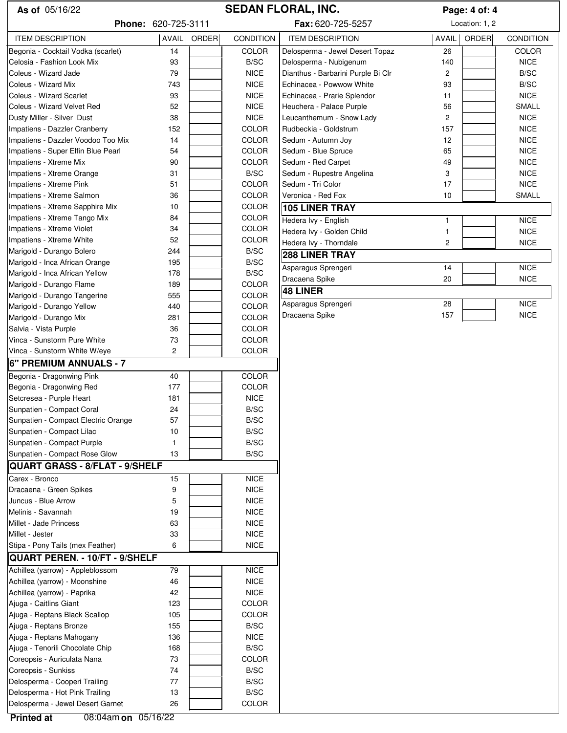**As of** 05/16/22 **SEDAN FLORAL, INC.** **Page: 4 of: 4**

**Phone:** 620-725-3111 **Fax:** 620-725-5257 Location: 1, 2

| ITEM DESCRIPTION | AVAIL | ORDER | CONDITION |
|---|---|---|---|
| Begonia - Cocktail Vodka (scarlet) | 14 | | COLOR |
| Celosia - Fashion Look Mix | 93 | | B/SC |
| Coleus - Wizard Jade | 79 | | NICE |
| Coleus - Wizard Mix | 743 | | NICE |
| Coleus - Wizard Scarlet | 93 | | NICE |
| Coleus - Wizard Velvet Red | 52 | | NICE |
| Dusty Miller - Silver Dust | 38 | | NICE |
| Impatiens - Dazzler Cranberry | 152 | | COLOR |
| Impatiens - Dazzler Voodoo Too Mix | 14 | | COLOR |
| Impatiens - Super Elfin Blue Pearl | 54 | | COLOR |
| Impatiens - Xtreme Mix | 90 | | COLOR |
| Impatiens - Xtreme Orange | 31 | | B/SC |
| Impatiens - Xtreme Pink | 51 | | COLOR |
| Impatiens - Xtreme Salmon | 36 | | COLOR |
| Impatiens - Xtreme Sapphire Mix | 10 | | COLOR |
| Impatiens - Xtreme Tango Mix | 84 | | COLOR |
| Impatiens - Xtreme Violet | 34 | | COLOR |
| Impatiens - Xtreme White | 52 | | COLOR |
| Marigold - Durango Bolero | 244 | | B/SC |
| Marigold - Inca African Orange | 195 | | B/SC |
| Marigold - Inca African Yellow | 178 | | B/SC |
| Marigold - Durango Flame | 189 | | COLOR |
| Marigold - Durango Tangerine | 555 | | COLOR |
| Marigold - Durango Yellow | 440 | | COLOR |
| Marigold - Durango Mix | 281 | | COLOR |
| Salvia - Vista Purple | 36 | | COLOR |
| Vinca - Sunstorm Pure White | 73 | | COLOR |
| Vinca - Sunstorm White W/eye | 2 | | COLOR |
| **6" PREMIUM ANNUALS - 7** | | | |
| Begonia - Dragonwing Pink | 40 | | COLOR |
| Begonia - Dragonwing Red | 177 | | COLOR |
| Setcresea - Purple Heart | 181 | | NICE |
| Sunpatien - Compact Coral | 24 | | B/SC |
| Sunpatien - Compact Electric Orange | 57 | | B/SC |
| Sunpatien - Compact Lilac | 10 | | B/SC |
| Sunpatien - Compact Purple | 1 | | B/SC |
| Sunpatien - Compact Rose Glow | 13 | | B/SC |
| **QUART GRASS - 8/FLAT - 9/SHELF** | | | |
| Carex - Bronco | 15 | | NICE |
| Dracaena - Green Spikes | 9 | | NICE |
| Juncus - Blue Arrow | 5 | | NICE |
| Melinis - Savannah | 19 | | NICE |
| Millet - Jade Princess | 63 | | NICE |
| Millet - Jester | 33 | | NICE |
| Stipa - Pony Tails (mex Feather) | 6 | | NICE |
| **QUART PEREN. - 10/FT - 9/SHELF** | | | |
| Achillea (yarrow) - Appleblossom | 79 | | NICE |
| Achillea (yarrow) - Moonshine | 46 | | NICE |
| Achillea (yarrow) - Paprika | 42 | | NICE |
| Ajuga - Caitlins Giant | 123 | | COLOR |
| Ajuga - Reptans Black Scallop | 105 | | COLOR |
| Ajuga - Reptans Bronze | 155 | | B/SC |
| Ajuga - Reptans Mahogany | 136 | | NICE |
| Ajuga - Tenorili Chocolate Chip | 168 | | B/SC |
| Coreopsis - Auriculata Nana | 73 | | COLOR |
| Coreopsis - Sunkiss | 74 | | B/SC |
| Delosperma - Cooperi Trailing | 77 | | B/SC |
| Delosperma - Hot Pink Trailing | 13 | | B/SC |
| Delosperma - Jewel Desert Garnet | 26 | | COLOR |
| Delosperma - Jewel Desert Topaz | 26 | | COLOR |
| Delosperma - Nubigenum | 140 | | NICE |
| Dianthus - Barbarini Purple Bi Clr | 2 | | B/SC |
| Echinacea - Powwow White | 93 | | B/SC |
| Echinacea - Prarie Splendor | 11 | | NICE |
| Heuchera - Palace Purple | 56 | | SMALL |
| Leucanthemum - Snow Lady | 2 | | NICE |
| Rudbeckia - Goldstrum | 157 | | NICE |
| Sedum - Autumn Joy | 12 | | NICE |
| Sedum - Blue Spruce | 65 | | NICE |
| Sedum - Red Carpet | 49 | | NICE |
| Sedum - Rupestre Angelina | 3 | | NICE |
| Sedum - Tri Color | 17 | | NICE |
| Veronica - Red Fox | 10 | | SMALL |
| **105 LINER TRAY** | | | |
| Hedera Ivy - English | 1 | | NICE |
| Hedera Ivy - Golden Child | 1 | | NICE |
| Hedera Ivy - Thorndale | 2 | | NICE |
| **288 LINER TRAY** | | | |
| Asparagus Sprengeri | 14 | | NICE |
| Dracaena Spike | 20 | | NICE |
| **48 LINER** | | | |
| Asparagus Sprengeri | 28 | | NICE |
| Dracaena Spike | 157 | | NICE |

**Printed at** 08:04am **on** 05/16/22